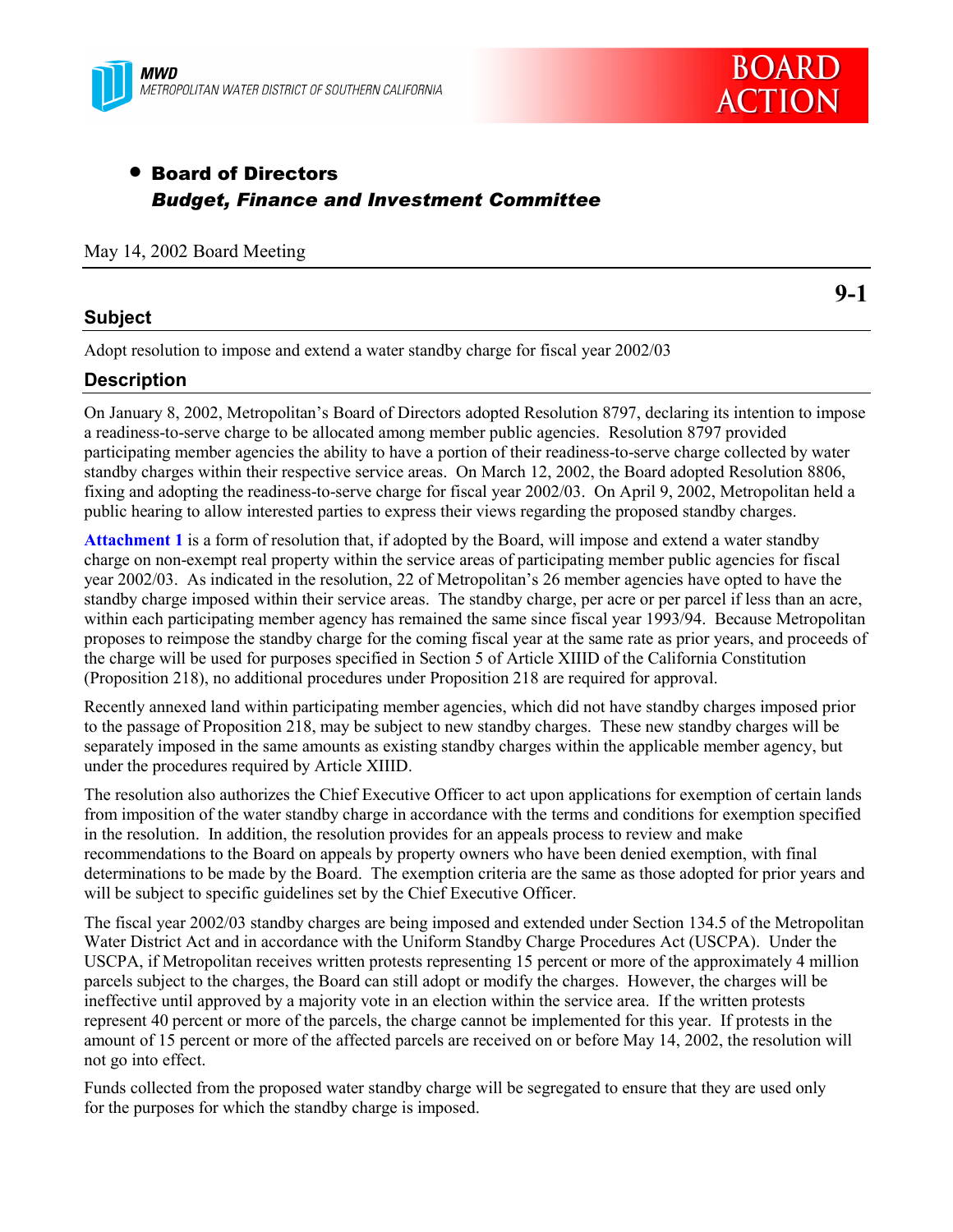MWD
METROPOLITAN WATER DISTRICT OF SOUTHERN CALIFORNIA

BOARD ACTION

- **Board of Directors**
  ***Budget, Finance and Investment Committee***

May 14, 2002 Board Meeting

**9-1**

## Subject

Adopt resolution to impose and extend a water standby charge for fiscal year 2002/03

## Description

On January 8, 2002, Metropolitan's Board of Directors adopted Resolution 8797, declaring its intention to impose a readiness-to-serve charge to be allocated among member public agencies. Resolution 8797 provided participating member agencies the ability to have a portion of their readiness-to-serve charge collected by water standby charges within their respective service areas. On March 12, 2002, the Board adopted Resolution 8806, fixing and adopting the readiness-to-serve charge for fiscal year 2002/03. On April 9, 2002, Metropolitan held a public hearing to allow interested parties to express their views regarding the proposed standby charges.

**Attachment 1** is a form of resolution that, if adopted by the Board, will impose and extend a water standby charge on non-exempt real property within the service areas of participating member public agencies for fiscal year 2002/03. As indicated in the resolution, 22 of Metropolitan's 26 member agencies have opted to have the standby charge imposed within their service areas. The standby charge, per acre or per parcel if less than an acre, within each participating member agency has remained the same since fiscal year 1993/94. Because Metropolitan proposes to reimpose the standby charge for the coming fiscal year at the same rate as prior years, and proceeds of the charge will be used for purposes specified in Section 5 of Article XIIID of the California Constitution (Proposition 218), no additional procedures under Proposition 218 are required for approval.

Recently annexed land within participating member agencies, which did not have standby charges imposed prior to the passage of Proposition 218, may be subject to new standby charges. These new standby charges will be separately imposed in the same amounts as existing standby charges within the applicable member agency, but under the procedures required by Article XIIID.

The resolution also authorizes the Chief Executive Officer to act upon applications for exemption of certain lands from imposition of the water standby charge in accordance with the terms and conditions for exemption specified in the resolution. In addition, the resolution provides for an appeals process to review and make recommendations to the Board on appeals by property owners who have been denied exemption, with final determinations to be made by the Board. The exemption criteria are the same as those adopted for prior years and will be subject to specific guidelines set by the Chief Executive Officer.

The fiscal year 2002/03 standby charges are being imposed and extended under Section 134.5 of the Metropolitan Water District Act and in accordance with the Uniform Standby Charge Procedures Act (USCPA). Under the USCPA, if Metropolitan receives written protests representing 15 percent or more of the approximately 4 million parcels subject to the charges, the Board can still adopt or modify the charges. However, the charges will be ineffective until approved by a majority vote in an election within the service area. If the written protests represent 40 percent or more of the parcels, the charge cannot be implemented for this year. If protests in the amount of 15 percent or more of the affected parcels are received on or before May 14, 2002, the resolution will not go into effect.

Funds collected from the proposed water standby charge will be segregated to ensure that they are used only for the purposes for which the standby charge is imposed.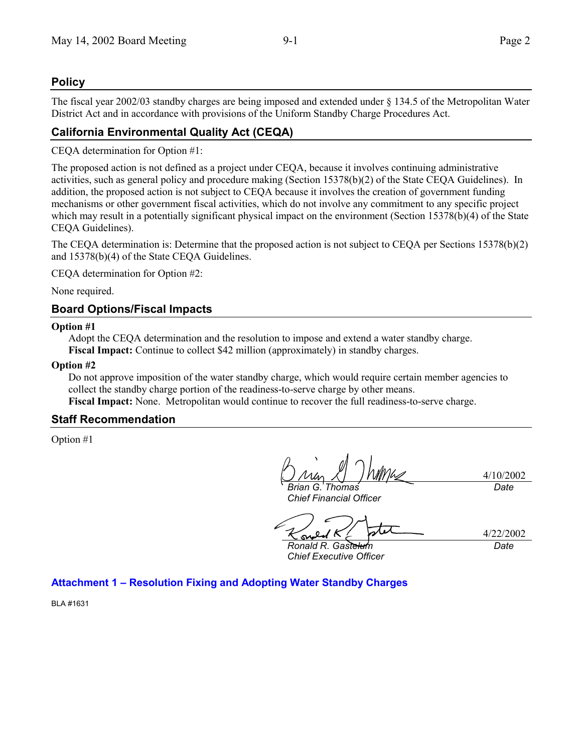## Policy

The fiscal year 2002/03 standby charges are being imposed and extended under § 134.5 of the Metropolitan Water District Act and in accordance with provisions of the Uniform Standby Charge Procedures Act.

## California Environmental Quality Act (CEQA)

CEQA determination for Option #1:

The proposed action is not defined as a project under CEQA, because it involves continuing administrative activities, such as general policy and procedure making (Section 15378(b)(2) of the State CEQA Guidelines). In addition, the proposed action is not subject to CEQA because it involves the creation of government funding mechanisms or other government fiscal activities, which do not involve any commitment to any specific project which may result in a potentially significant physical impact on the environment (Section 15378(b)(4) of the State CEQA Guidelines).

The CEQA determination is: Determine that the proposed action is not subject to CEQA per Sections 15378(b)(2) and 15378(b)(4) of the State CEQA Guidelines.

CEQA determination for Option #2:

None required.

## Board Options/Fiscal Impacts

**Option #1**

Adopt the CEQA determination and the resolution to impose and extend a water standby charge.
**Fiscal Impact:** Continue to collect $42 million (approximately) in standby charges.

**Option #2**

Do not approve imposition of the water standby charge, which would require certain member agencies to collect the standby charge portion of the readiness-to-serve charge by other means.
**Fiscal Impact:** None. Metropolitan would continue to recover the full readiness-to-serve charge.

## Staff Recommendation

Option #1

| | |
|---|---|
| *Brian G. Thomas*<br>*Chief Financial Officer* | 4/10/2002<br>*Date* |
| *Ronald R. Gastelum*<br>*Chief Executive Officer* | 4/22/2002<br>*Date* |

**Attachment 1 – Resolution Fixing and Adopting Water Standby Charges**

BLA #1631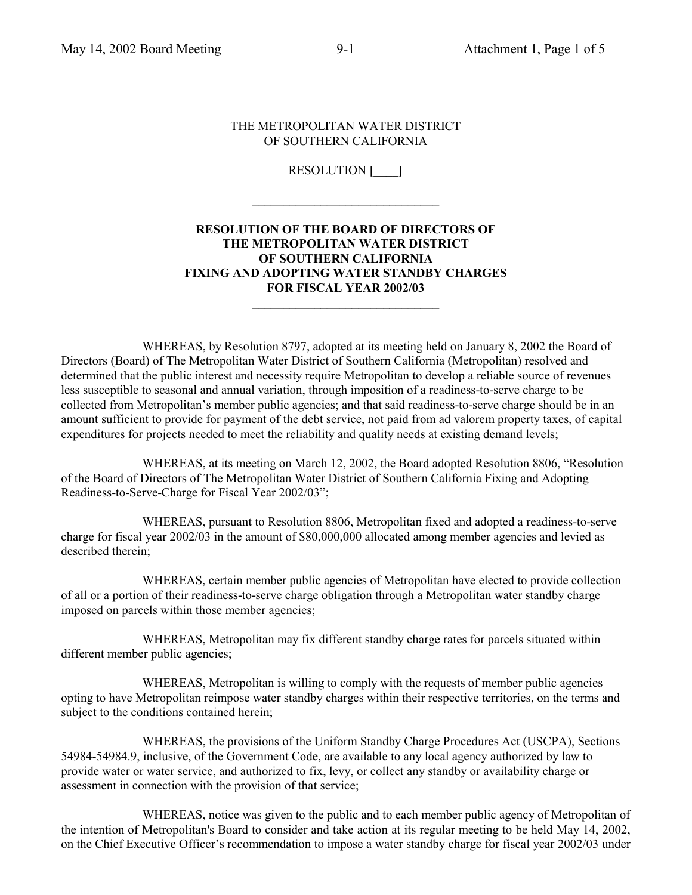THE METROPOLITAN WATER DISTRICT
OF SOUTHERN CALIFORNIA

RESOLUTION **[____]**

---

**RESOLUTION OF THE BOARD OF DIRECTORS OF
THE METROPOLITAN WATER DISTRICT
OF SOUTHERN CALIFORNIA
FIXING AND ADOPTING WATER STANDBY CHARGES
FOR FISCAL YEAR 2002/03**

---

WHEREAS, by Resolution 8797, adopted at its meeting held on January 8, 2002 the Board of Directors (Board) of The Metropolitan Water District of Southern California (Metropolitan) resolved and determined that the public interest and necessity require Metropolitan to develop a reliable source of revenues less susceptible to seasonal and annual variation, through imposition of a readiness-to-serve charge to be collected from Metropolitan's member public agencies; and that said readiness-to-serve charge should be in an amount sufficient to provide for payment of the debt service, not paid from ad valorem property taxes, of capital expenditures for projects needed to meet the reliability and quality needs at existing demand levels;

WHEREAS, at its meeting on March 12, 2002, the Board adopted Resolution 8806, "Resolution of the Board of Directors of The Metropolitan Water District of Southern California Fixing and Adopting Readiness-to-Serve-Charge for Fiscal Year 2002/03";

WHEREAS, pursuant to Resolution 8806, Metropolitan fixed and adopted a readiness-to-serve charge for fiscal year 2002/03 in the amount of $80,000,000 allocated among member agencies and levied as described therein;

WHEREAS, certain member public agencies of Metropolitan have elected to provide collection of all or a portion of their readiness-to-serve charge obligation through a Metropolitan water standby charge imposed on parcels within those member agencies;

WHEREAS, Metropolitan may fix different standby charge rates for parcels situated within different member public agencies;

WHEREAS, Metropolitan is willing to comply with the requests of member public agencies opting to have Metropolitan reimpose water standby charges within their respective territories, on the terms and subject to the conditions contained herein;

WHEREAS, the provisions of the Uniform Standby Charge Procedures Act (USCPA), Sections 54984-54984.9, inclusive, of the Government Code, are available to any local agency authorized by law to provide water or water service, and authorized to fix, levy, or collect any standby or availability charge or assessment in connection with the provision of that service;

WHEREAS, notice was given to the public and to each member public agency of Metropolitan of the intention of Metropolitan's Board to consider and take action at its regular meeting to be held May 14, 2002, on the Chief Executive Officer's recommendation to impose a water standby charge for fiscal year 2002/03 under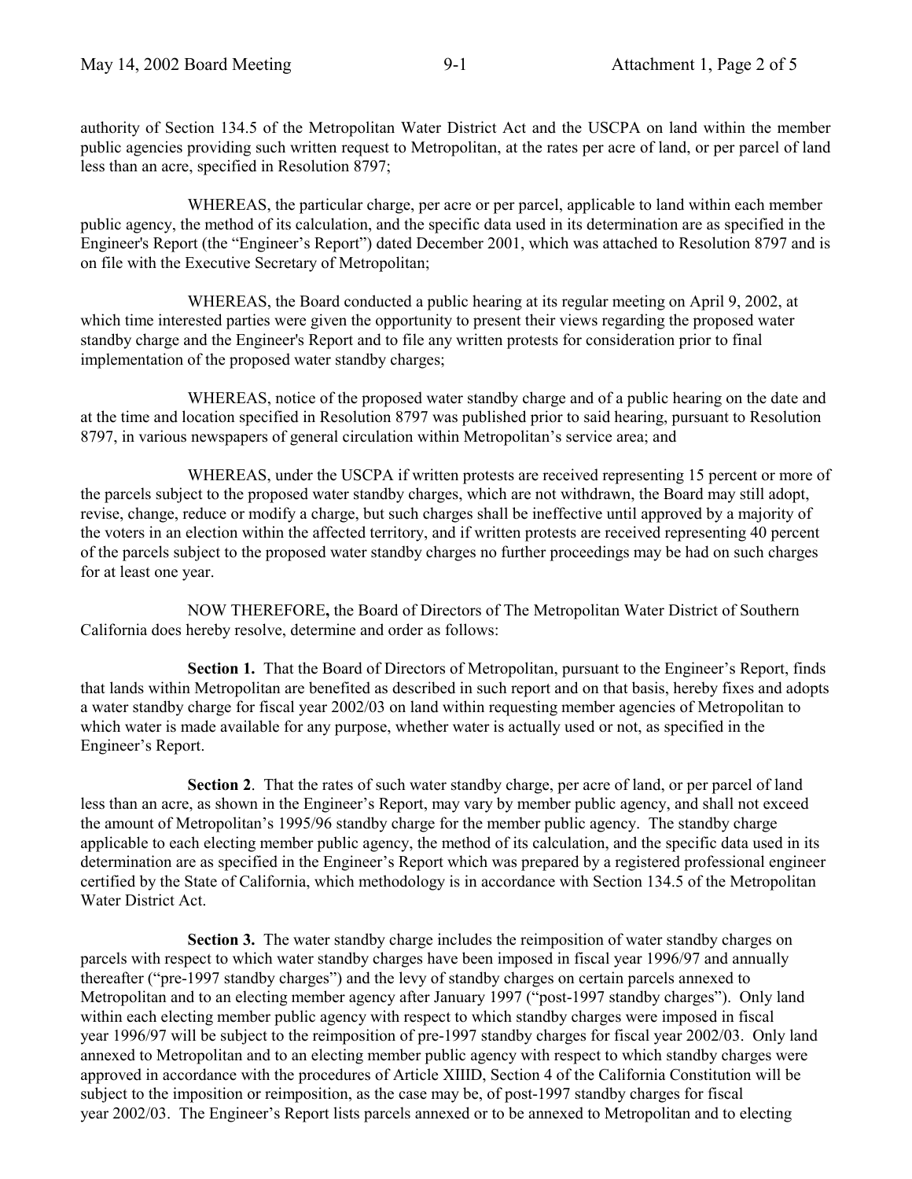authority of Section 134.5 of the Metropolitan Water District Act and the USCPA on land within the member public agencies providing such written request to Metropolitan, at the rates per acre of land, or per parcel of land less than an acre, specified in Resolution 8797;

WHEREAS, the particular charge, per acre or per parcel, applicable to land within each member public agency, the method of its calculation, and the specific data used in its determination are as specified in the Engineer's Report (the "Engineer's Report") dated December 2001, which was attached to Resolution 8797 and is on file with the Executive Secretary of Metropolitan;

WHEREAS, the Board conducted a public hearing at its regular meeting on April 9, 2002, at which time interested parties were given the opportunity to present their views regarding the proposed water standby charge and the Engineer's Report and to file any written protests for consideration prior to final implementation of the proposed water standby charges;

WHEREAS, notice of the proposed water standby charge and of a public hearing on the date and at the time and location specified in Resolution 8797 was published prior to said hearing, pursuant to Resolution 8797, in various newspapers of general circulation within Metropolitan's service area; and

WHEREAS, under the USCPA if written protests are received representing 15 percent or more of the parcels subject to the proposed water standby charges, which are not withdrawn, the Board may still adopt, revise, change, reduce or modify a charge, but such charges shall be ineffective until approved by a majority of the voters in an election within the affected territory, and if written protests are received representing 40 percent of the parcels subject to the proposed water standby charges no further proceedings may be had on such charges for at least one year.

NOW THEREFORE**,** the Board of Directors of The Metropolitan Water District of Southern California does hereby resolve, determine and order as follows:

**Section 1.** That the Board of Directors of Metropolitan, pursuant to the Engineer's Report, finds that lands within Metropolitan are benefited as described in such report and on that basis, hereby fixes and adopts a water standby charge for fiscal year 2002/03 on land within requesting member agencies of Metropolitan to which water is made available for any purpose, whether water is actually used or not, as specified in the Engineer's Report.

**Section 2**. That the rates of such water standby charge, per acre of land, or per parcel of land less than an acre, as shown in the Engineer's Report, may vary by member public agency, and shall not exceed the amount of Metropolitan's 1995/96 standby charge for the member public agency. The standby charge applicable to each electing member public agency, the method of its calculation, and the specific data used in its determination are as specified in the Engineer's Report which was prepared by a registered professional engineer certified by the State of California, which methodology is in accordance with Section 134.5 of the Metropolitan Water District Act.

**Section 3.** The water standby charge includes the reimposition of water standby charges on parcels with respect to which water standby charges have been imposed in fiscal year 1996/97 and annually thereafter ("pre-1997 standby charges") and the levy of standby charges on certain parcels annexed to Metropolitan and to an electing member agency after January 1997 ("post-1997 standby charges"). Only land within each electing member public agency with respect to which standby charges were imposed in fiscal year 1996/97 will be subject to the reimposition of pre-1997 standby charges for fiscal year 2002/03. Only land annexed to Metropolitan and to an electing member public agency with respect to which standby charges were approved in accordance with the procedures of Article XIIID, Section 4 of the California Constitution will be subject to the imposition or reimposition, as the case may be, of post-1997 standby charges for fiscal year 2002/03. The Engineer's Report lists parcels annexed or to be annexed to Metropolitan and to electing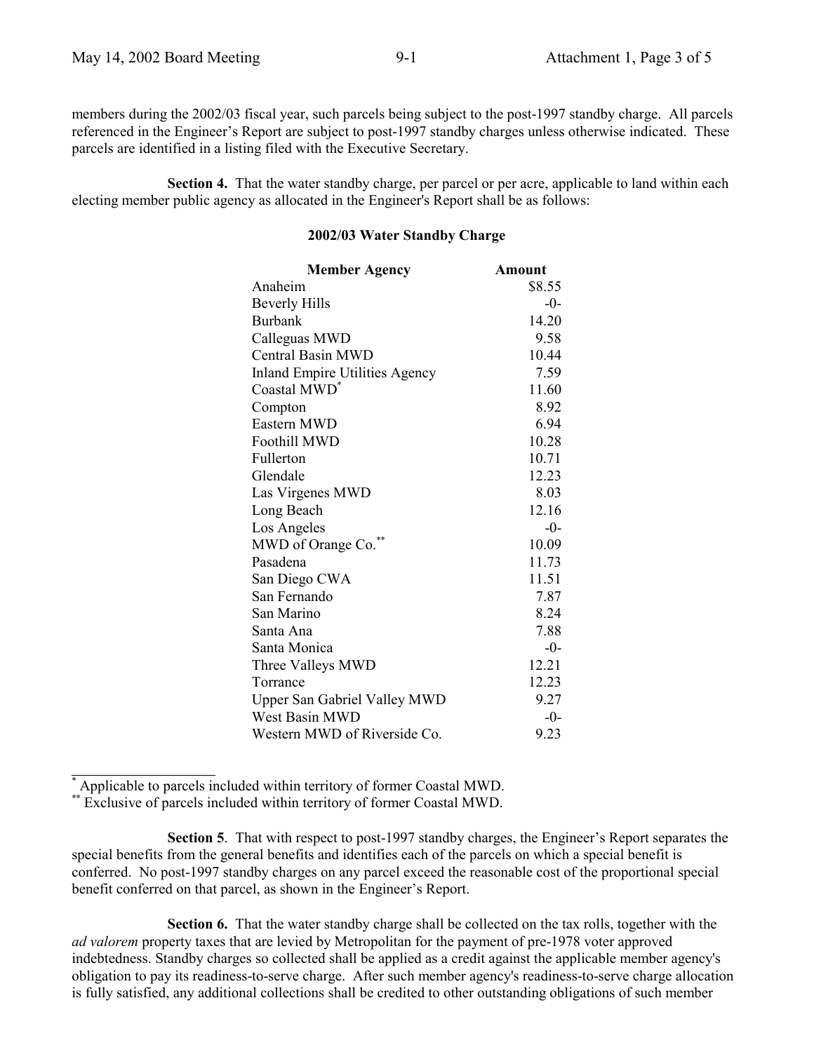members during the 2002/03 fiscal year, such parcels being subject to the post-1997 standby charge. All parcels referenced in the Engineer's Report are subject to post-1997 standby charges unless otherwise indicated. These parcels are identified in a listing filed with the Executive Secretary.

**Section 4.** That the water standby charge, per parcel or per acre, applicable to land within each electing member public agency as allocated in the Engineer's Report shall be as follows:

**2002/03 Water Standby Charge**

| Member Agency | Amount |
|---|---|
| Anaheim | $8.55 |
| Beverly Hills | -0- |
| Burbank | 14.20 |
| Calleguas MWD | 9.58 |
| Central Basin MWD | 10.44 |
| Inland Empire Utilities Agency | 7.59 |
| Coastal MWD* | 11.60 |
| Compton | 8.92 |
| Eastern MWD | 6.94 |
| Foothill MWD | 10.28 |
| Fullerton | 10.71 |
| Glendale | 12.23 |
| Las Virgenes MWD | 8.03 |
| Long Beach | 12.16 |
| Los Angeles | -0- |
| MWD of Orange Co.** | 10.09 |
| Pasadena | 11.73 |
| San Diego CWA | 11.51 |
| San Fernando | 7.87 |
| San Marino | 8.24 |
| Santa Ana | 7.88 |
| Santa Monica | -0- |
| Three Valleys MWD | 12.21 |
| Torrance | 12.23 |
| Upper San Gabriel Valley MWD | 9.27 |
| West Basin MWD | -0- |
| Western MWD of Riverside Co. | 9.23 |

* Applicable to parcels included within territory of former Coastal MWD.
** Exclusive of parcels included within territory of former Coastal MWD.

**Section 5**. That with respect to post-1997 standby charges, the Engineer's Report separates the special benefits from the general benefits and identifies each of the parcels on which a special benefit is conferred. No post-1997 standby charges on any parcel exceed the reasonable cost of the proportional special benefit conferred on that parcel, as shown in the Engineer's Report.

**Section 6.** That the water standby charge shall be collected on the tax rolls, together with the *ad valorem* property taxes that are levied by Metropolitan for the payment of pre-1978 voter approved indebtedness. Standby charges so collected shall be applied as a credit against the applicable member agency's obligation to pay its readiness-to-serve charge. After such member agency's readiness-to-serve charge allocation is fully satisfied, any additional collections shall be credited to other outstanding obligations of such member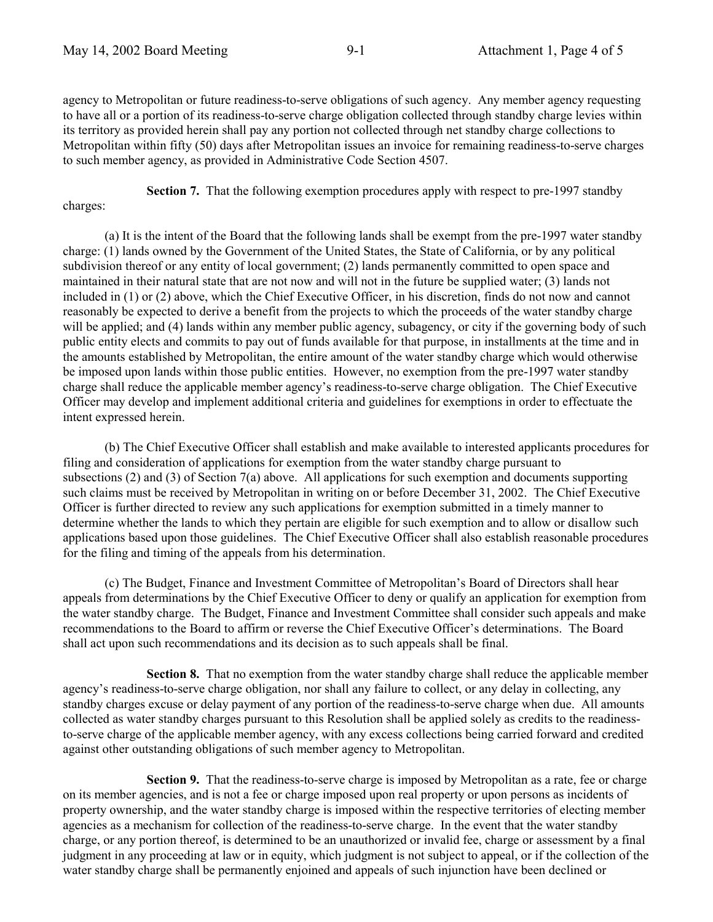agency to Metropolitan or future readiness-to-serve obligations of such agency. Any member agency requesting to have all or a portion of its readiness-to-serve charge obligation collected through standby charge levies within its territory as provided herein shall pay any portion not collected through net standby charge collections to Metropolitan within fifty (50) days after Metropolitan issues an invoice for remaining readiness-to-serve charges to such member agency, as provided in Administrative Code Section 4507.

**Section 7.** That the following exemption procedures apply with respect to pre-1997 standby charges:

(a) It is the intent of the Board that the following lands shall be exempt from the pre-1997 water standby charge: (1) lands owned by the Government of the United States, the State of California, or by any political subdivision thereof or any entity of local government; (2) lands permanently committed to open space and maintained in their natural state that are not now and will not in the future be supplied water; (3) lands not included in (1) or (2) above, which the Chief Executive Officer, in his discretion, finds do not now and cannot reasonably be expected to derive a benefit from the projects to which the proceeds of the water standby charge will be applied; and (4) lands within any member public agency, subagency, or city if the governing body of such public entity elects and commits to pay out of funds available for that purpose, in installments at the time and in the amounts established by Metropolitan, the entire amount of the water standby charge which would otherwise be imposed upon lands within those public entities. However, no exemption from the pre-1997 water standby charge shall reduce the applicable member agency's readiness-to-serve charge obligation. The Chief Executive Officer may develop and implement additional criteria and guidelines for exemptions in order to effectuate the intent expressed herein.

(b) The Chief Executive Officer shall establish and make available to interested applicants procedures for filing and consideration of applications for exemption from the water standby charge pursuant to subsections (2) and (3) of Section 7(a) above. All applications for such exemption and documents supporting such claims must be received by Metropolitan in writing on or before December 31, 2002. The Chief Executive Officer is further directed to review any such applications for exemption submitted in a timely manner to determine whether the lands to which they pertain are eligible for such exemption and to allow or disallow such applications based upon those guidelines. The Chief Executive Officer shall also establish reasonable procedures for the filing and timing of the appeals from his determination.

(c) The Budget, Finance and Investment Committee of Metropolitan's Board of Directors shall hear appeals from determinations by the Chief Executive Officer to deny or qualify an application for exemption from the water standby charge. The Budget, Finance and Investment Committee shall consider such appeals and make recommendations to the Board to affirm or reverse the Chief Executive Officer's determinations. The Board shall act upon such recommendations and its decision as to such appeals shall be final.

**Section 8.** That no exemption from the water standby charge shall reduce the applicable member agency's readiness-to-serve charge obligation, nor shall any failure to collect, or any delay in collecting, any standby charges excuse or delay payment of any portion of the readiness-to-serve charge when due. All amounts collected as water standby charges pursuant to this Resolution shall be applied solely as credits to the readiness-to-serve charge of the applicable member agency, with any excess collections being carried forward and credited against other outstanding obligations of such member agency to Metropolitan.

**Section 9.** That the readiness-to-serve charge is imposed by Metropolitan as a rate, fee or charge on its member agencies, and is not a fee or charge imposed upon real property or upon persons as incidents of property ownership, and the water standby charge is imposed within the respective territories of electing member agencies as a mechanism for collection of the readiness-to-serve charge. In the event that the water standby charge, or any portion thereof, is determined to be an unauthorized or invalid fee, charge or assessment by a final judgment in any proceeding at law or in equity, which judgment is not subject to appeal, or if the collection of the water standby charge shall be permanently enjoined and appeals of such injunction have been declined or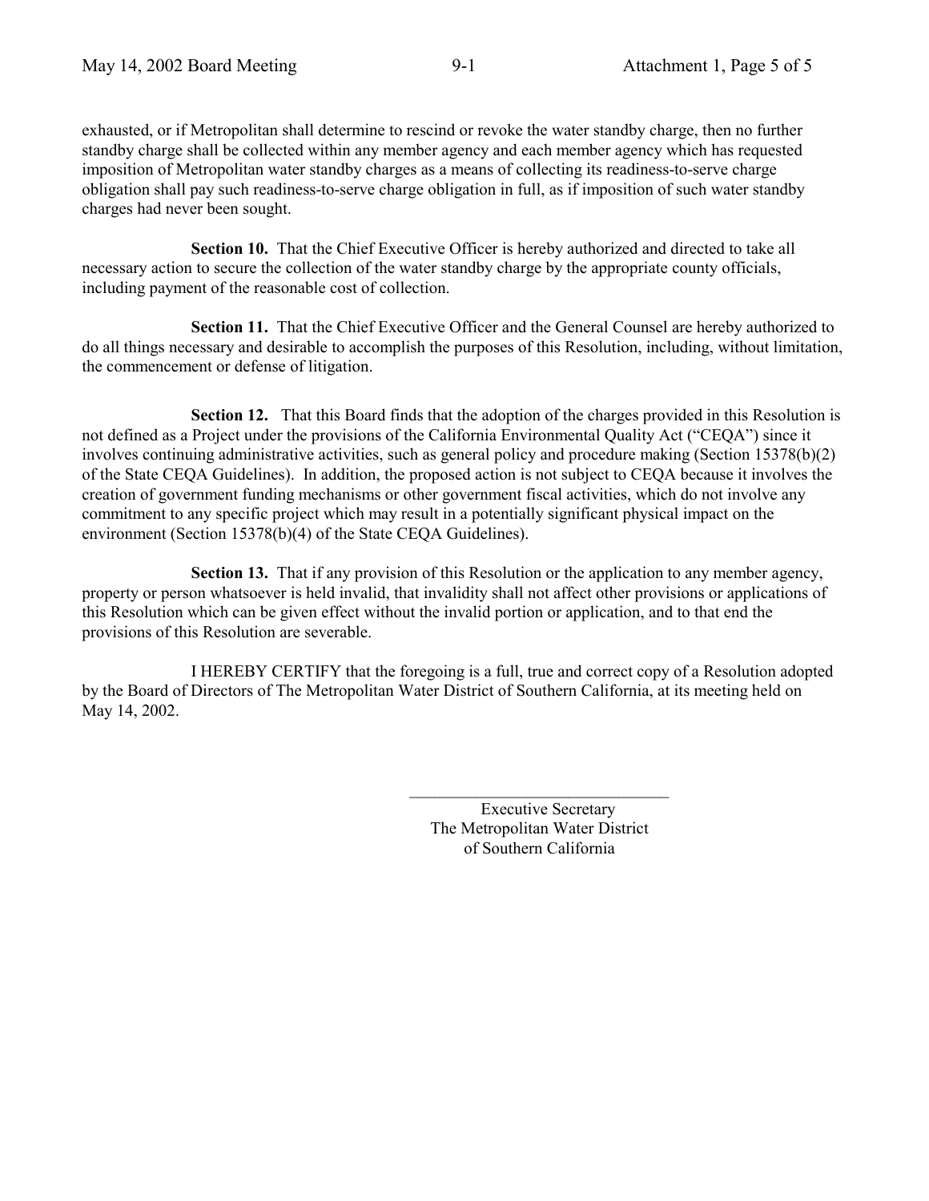exhausted, or if Metropolitan shall determine to rescind or revoke the water standby charge, then no further standby charge shall be collected within any member agency and each member agency which has requested imposition of Metropolitan water standby charges as a means of collecting its readiness-to-serve charge obligation shall pay such readiness-to-serve charge obligation in full, as if imposition of such water standby charges had never been sought.

**Section 10.** That the Chief Executive Officer is hereby authorized and directed to take all necessary action to secure the collection of the water standby charge by the appropriate county officials, including payment of the reasonable cost of collection.

**Section 11.** That the Chief Executive Officer and the General Counsel are hereby authorized to do all things necessary and desirable to accomplish the purposes of this Resolution, including, without limitation, the commencement or defense of litigation.

**Section 12.** That this Board finds that the adoption of the charges provided in this Resolution is not defined as a Project under the provisions of the California Environmental Quality Act ("CEQA") since it involves continuing administrative activities, such as general policy and procedure making (Section 15378(b)(2) of the State CEQA Guidelines). In addition, the proposed action is not subject to CEQA because it involves the creation of government funding mechanisms or other government fiscal activities, which do not involve any commitment to any specific project which may result in a potentially significant physical impact on the environment (Section 15378(b)(4) of the State CEQA Guidelines).

**Section 13.** That if any provision of this Resolution or the application to any member agency, property or person whatsoever is held invalid, that invalidity shall not affect other provisions or applications of this Resolution which can be given effect without the invalid portion or application, and to that end the provisions of this Resolution are severable.

I HEREBY CERTIFY that the foregoing is a full, true and correct copy of a Resolution adopted by the Board of Directors of The Metropolitan Water District of Southern California, at its meeting held on May 14, 2002.

\_\_\_\_\_\_\_\_\_\_\_\_\_\_\_\_\_\_\_\_\_\_\_\_\_\_\_\_\_\_\_\_

Executive Secretary
The Metropolitan Water District
of Southern California